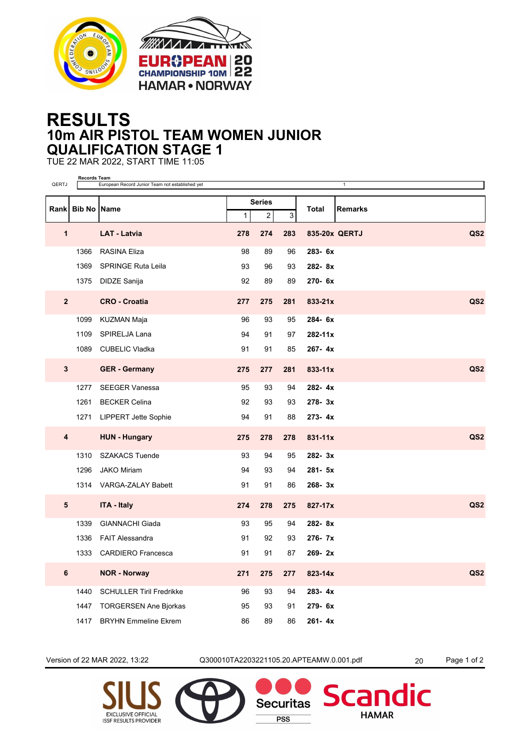# RESULTS

## 10m AIR PISTOL TEAM WOMEN JUNIOR

## QUALIFICATION STAGE 1

TUE 22 MAR 2022, START TIME 11:05

| | Records Team | |
|---|---|---|
| QERTJ | European Record Junior Team not established yet | 1 |

| Rank | Bib No | Name | Series | | | Total | Remarks | |
|---|---|---|---|---|---|---|---|---|
| | | | 1 | 2 | 3 | | | |
| **1** | | **LAT - Latvia** | **278** | **274** | **283** | **835-20x** | **QERTJ** | **QS2** |
| | 1366 | RASINA Eliza | 98 | 89 | 96 | **283- 6x** | | |
| | 1369 | SPRINGE Ruta Leila | 93 | 96 | 93 | **282- 8x** | | |
| | 1375 | DIDZE Sanija | 92 | 89 | 89 | **270- 6x** | | |
| **2** | | **CRO - Croatia** | **277** | **275** | **281** | **833-21x** | | **QS2** |
| | 1099 | KUZMAN Maja | 96 | 93 | 95 | **284- 6x** | | |
| | 1109 | SPIRELJA Lana | 94 | 91 | 97 | **282-11x** | | |
| | 1089 | CUBELIC Vladka | 91 | 91 | 85 | **267- 4x** | | |
| **3** | | **GER - Germany** | **275** | **277** | **281** | **833-11x** | | **QS2** |
| | 1277 | SEEGER Vanessa | 95 | 93 | 94 | **282- 4x** | | |
| | 1261 | BECKER Celina | 92 | 93 | 93 | **278- 3x** | | |
| | 1271 | LIPPERT Jette Sophie | 94 | 91 | 88 | **273- 4x** | | |
| **4** | | **HUN - Hungary** | **275** | **278** | **278** | **831-11x** | | **QS2** |
| | 1310 | SZAKACS Tuende | 93 | 94 | 95 | **282- 3x** | | |
| | 1296 | JAKO Miriam | 94 | 93 | 94 | **281- 5x** | | |
| | 1314 | VARGA-ZALAY Babett | 91 | 91 | 86 | **268- 3x** | | |
| **5** | | **ITA - Italy** | **274** | **278** | **275** | **827-17x** | | **QS2** |
| | 1339 | GIANNACHI Giada | 93 | 95 | 94 | **282- 8x** | | |
| | 1336 | FAIT Alessandra | 91 | 92 | 93 | **276- 7x** | | |
| | 1333 | CARDIERO Francesca | 91 | 91 | 87 | **269- 2x** | | |
| **6** | | **NOR - Norway** | **271** | **275** | **277** | **823-14x** | | **QS2** |
| | 1440 | SCHULLER Tiril Fredrikke | 96 | 93 | 94 | **283- 4x** | | |
| | 1447 | TORGERSEN Ane Bjorkas | 95 | 93 | 91 | **279- 6x** | | |
| | 1417 | BRYHN Emmeline Ekrem | 86 | 89 | 86 | **261- 4x** | | |

Version of 22 MAR 2022, 13:22 Q300010TA2203221105.20.APTEAMW.0.001.pdf 20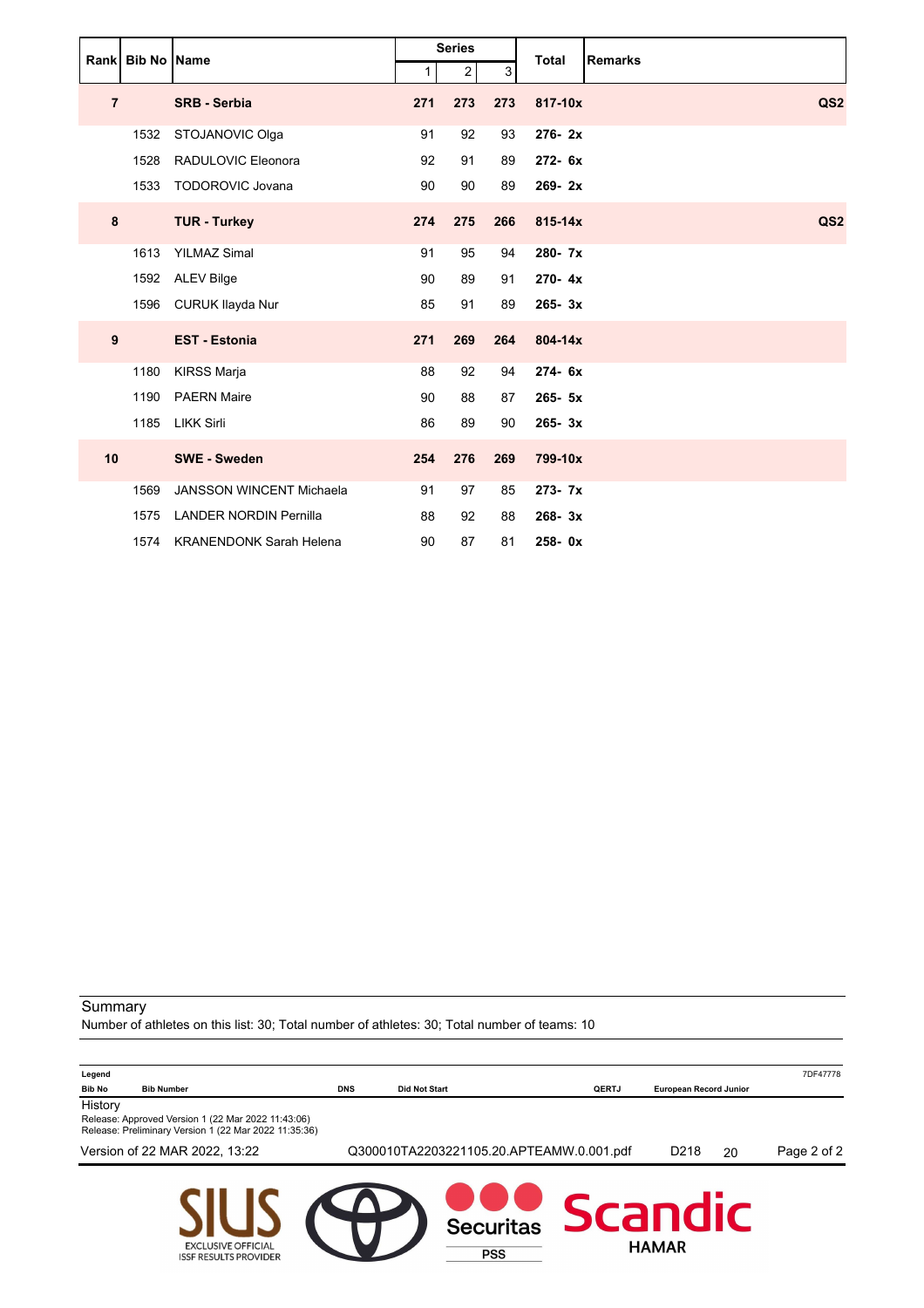| Rank | Bib No | Name | Series | | | Total | Remarks |
|---|---|---|---|---|---|---|---|
| | | | 1 | 2 | 3 | | |
| **7** | | **SRB - Serbia** | **271** | **273** | **273** | **817-10x** | **QS2** |
| | 1532 | STOJANOVIC Olga | 91 | 92 | 93 | **276- 2x** | |
| | 1528 | RADULOVIC Eleonora | 92 | 91 | 89 | **272- 6x** | |
| | 1533 | TODOROVIC Jovana | 90 | 90 | 89 | **269- 2x** | |
| **8** | | **TUR - Turkey** | **274** | **275** | **266** | **815-14x** | **QS2** |
| | 1613 | YILMAZ Simal | 91 | 95 | 94 | **280- 7x** | |
| | 1592 | ALEV Bilge | 90 | 89 | 91 | **270- 4x** | |
| | 1596 | CURUK Ilayda Nur | 85 | 91 | 89 | **265- 3x** | |
| **9** | | **EST - Estonia** | **271** | **269** | **264** | **804-14x** | |
| | 1180 | KIRSS Marja | 88 | 92 | 94 | **274- 6x** | |
| | 1190 | PAERN Maire | 90 | 88 | 87 | **265- 5x** | |
| | 1185 | LIKK Sirli | 86 | 89 | 90 | **265- 3x** | |
| **10** | | **SWE - Sweden** | **254** | **276** | **269** | **799-10x** | |
| | 1569 | JANSSON WINCENT Michaela | 91 | 97 | 85 | **273- 7x** | |
| | 1575 | LANDER NORDIN Pernilla | 88 | 92 | 88 | **268- 3x** | |
| | 1574 | KRANENDONK Sarah Helena | 90 | 87 | 81 | **258- 0x** | |

Summary

Number of athletes on this list: 30; Total number of athletes: 30; Total number of teams: 10

**Legend**

| | | | |
|---|---|---|---|
| **Bib No** | **Bib Number** | **DNS** | **Did Not Start** |
| **QERTJ** | **European Record Junior** | | |

7DF47778

History

Release: Approved Version 1 (22 Mar 2022 11:43:06)
Release: Preliminary Version 1 (22 Mar 2022 11:35:36)

Version of 22 MAR 2022, 13:22 Q300010TA2203221105.20.APTEAMW.0.001.pdf D218 20

SIUS EXCLUSIVE OFFICIAL ISSF RESULTS PROVIDER
Securitas PSS
Scandic HAMAR